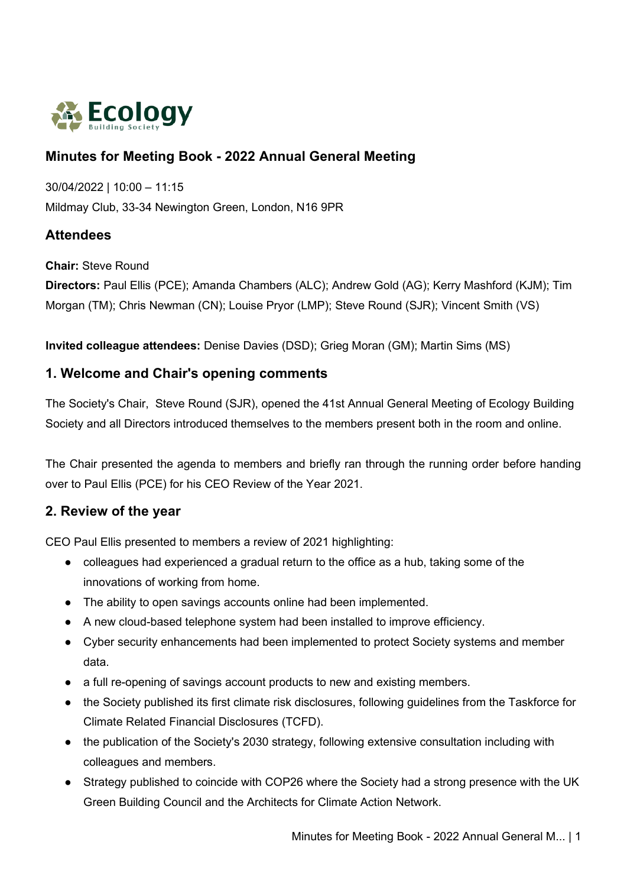Ecology Building Society

# Minutes for Meeting Book - 2022 Annual General Meeting

30/04/2022 | 10:00 – 11:15

Mildmay Club, 33-34 Newington Green, London, N16 9PR

## Attendees

**Chair:** Steve Round

**Directors:** Paul Ellis (PCE); Amanda Chambers (ALC); Andrew Gold (AG); Kerry Mashford (KJM); Tim Morgan (TM); Chris Newman (CN); Louise Pryor (LMP); Steve Round (SJR); Vincent Smith (VS)

**Invited colleague attendees:** Denise Davies (DSD); Grieg Moran (GM); Martin Sims (MS)

## 1. Welcome and Chair's opening comments

The Society's Chair, Steve Round (SJR), opened the 41st Annual General Meeting of Ecology Building Society and all Directors introduced themselves to the members present both in the room and online.

The Chair presented the agenda to members and briefly ran through the running order before handing over to Paul Ellis (PCE) for his CEO Review of the Year 2021.

## 2. Review of the year

CEO Paul Ellis presented to members a review of 2021 highlighting:

- colleagues had experienced a gradual return to the office as a hub, taking some of the innovations of working from home.
- The ability to open savings accounts online had been implemented.
- A new cloud-based telephone system had been installed to improve efficiency.
- Cyber security enhancements had been implemented to protect Society systems and member data.
- a full re-opening of savings account products to new and existing members.
- the Society published its first climate risk disclosures, following guidelines from the Taskforce for Climate Related Financial Disclosures (TCFD).
- the publication of the Society's 2030 strategy, following extensive consultation including with colleagues and members.
- Strategy published to coincide with COP26 where the Society had a strong presence with the UK Green Building Council and the Architects for Climate Action Network.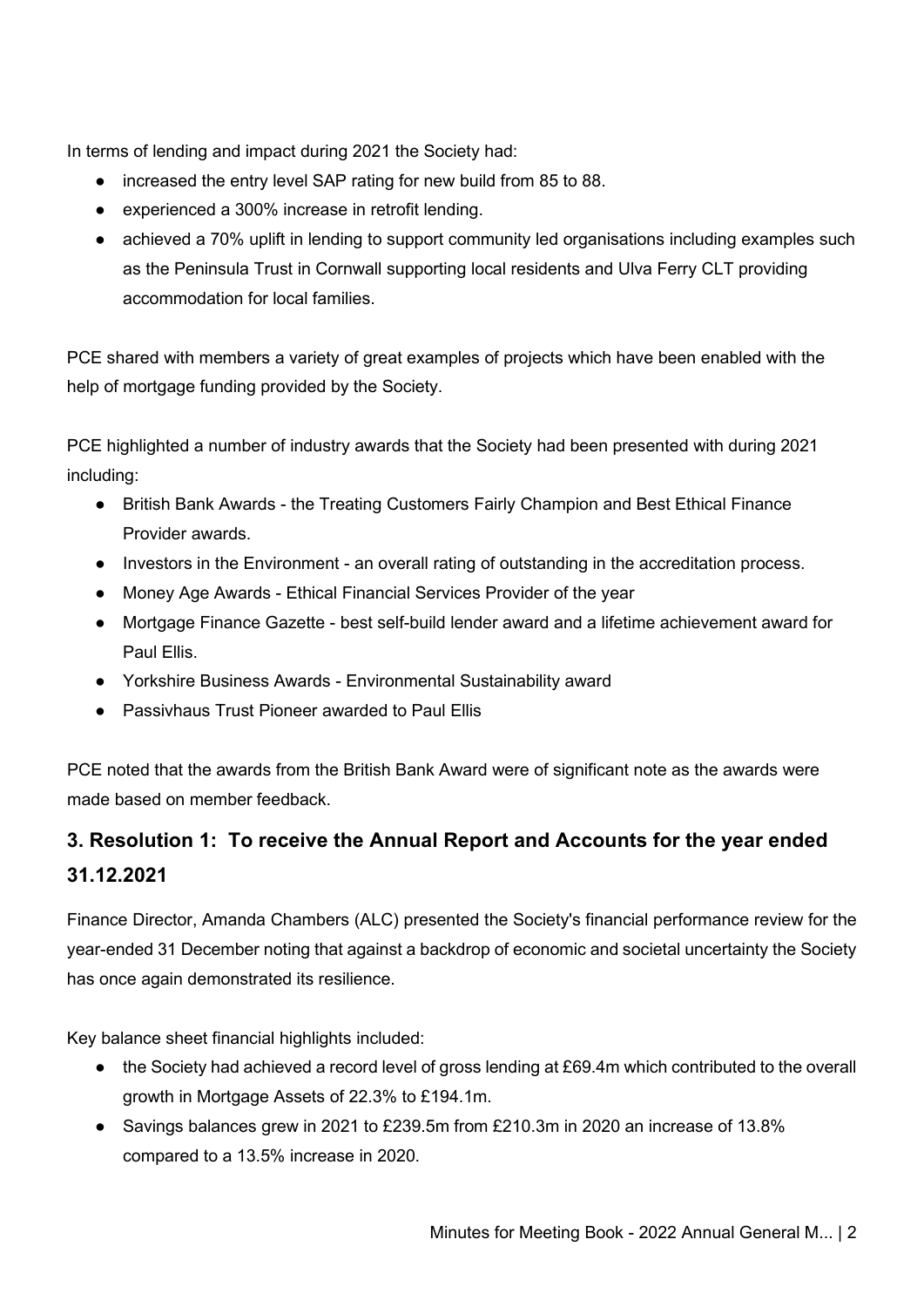In terms of lending and impact during 2021 the Society had:

- increased the entry level SAP rating for new build from 85 to 88.
- experienced a 300% increase in retrofit lending.
- achieved a 70% uplift in lending to support community led organisations including examples such as the Peninsula Trust in Cornwall supporting local residents and Ulva Ferry CLT providing accommodation for local families.

PCE shared with members a variety of great examples of projects which have been enabled with the help of mortgage funding provided by the Society.

PCE highlighted a number of industry awards that the Society had been presented with during 2021 including:

- British Bank Awards - the Treating Customers Fairly Champion and Best Ethical Finance Provider awards.
- Investors in the Environment - an overall rating of outstanding in the accreditation process.
- Money Age Awards - Ethical Financial Services Provider of the year
- Mortgage Finance Gazette - best self-build lender award and a lifetime achievement award for Paul Ellis.
- Yorkshire Business Awards - Environmental Sustainability award
- Passivhaus Trust Pioneer awarded to Paul Ellis

PCE noted that the awards from the British Bank Award were of significant note as the awards were made based on member feedback.

## 3. Resolution 1: To receive the Annual Report and Accounts for the year ended 31.12.2021

Finance Director, Amanda Chambers (ALC) presented the Society's financial performance review for the year-ended 31 December noting that against a backdrop of economic and societal uncertainty the Society has once again demonstrated its resilience.

Key balance sheet financial highlights included:

- the Society had achieved a record level of gross lending at £69.4m which contributed to the overall growth in Mortgage Assets of 22.3% to £194.1m.
- Savings balances grew in 2021 to £239.5m from £210.3m in 2020 an increase of 13.8% compared to a 13.5% increase in 2020.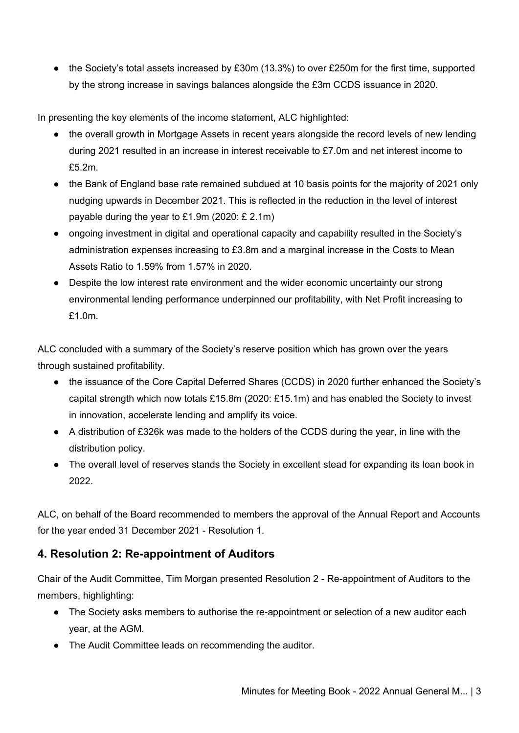- the Society's total assets increased by £30m (13.3%) to over £250m for the first time, supported by the strong increase in savings balances alongside the £3m CCDS issuance in 2020.

In presenting the key elements of the income statement, ALC highlighted:

- the overall growth in Mortgage Assets in recent years alongside the record levels of new lending during 2021 resulted in an increase in interest receivable to £7.0m and net interest income to £5.2m.
- the Bank of England base rate remained subdued at 10 basis points for the majority of 2021 only nudging upwards in December 2021. This is reflected in the reduction in the level of interest payable during the year to £1.9m (2020: £ 2.1m)
- ongoing investment in digital and operational capacity and capability resulted in the Society's administration expenses increasing to £3.8m and a marginal increase in the Costs to Mean Assets Ratio to 1.59% from 1.57% in 2020.
- Despite the low interest rate environment and the wider economic uncertainty our strong environmental lending performance underpinned our profitability, with Net Profit increasing to £1.0m.

ALC concluded with a summary of the Society's reserve position which has grown over the years through sustained profitability.

- the issuance of the Core Capital Deferred Shares (CCDS) in 2020 further enhanced the Society's capital strength which now totals £15.8m (2020: £15.1m) and has enabled the Society to invest in innovation, accelerate lending and amplify its voice.
- A distribution of £326k was made to the holders of the CCDS during the year, in line with the distribution policy.
- The overall level of reserves stands the Society in excellent stead for expanding its loan book in 2022.

ALC, on behalf of the Board recommended to members the approval of the Annual Report and Accounts for the year ended 31 December 2021 - Resolution 1.

## 4. Resolution 2: Re-appointment of Auditors

Chair of the Audit Committee, Tim Morgan presented Resolution 2 - Re-appointment of Auditors to the members, highlighting:

- The Society asks members to authorise the re-appointment or selection of a new auditor each year, at the AGM.
- The Audit Committee leads on recommending the auditor.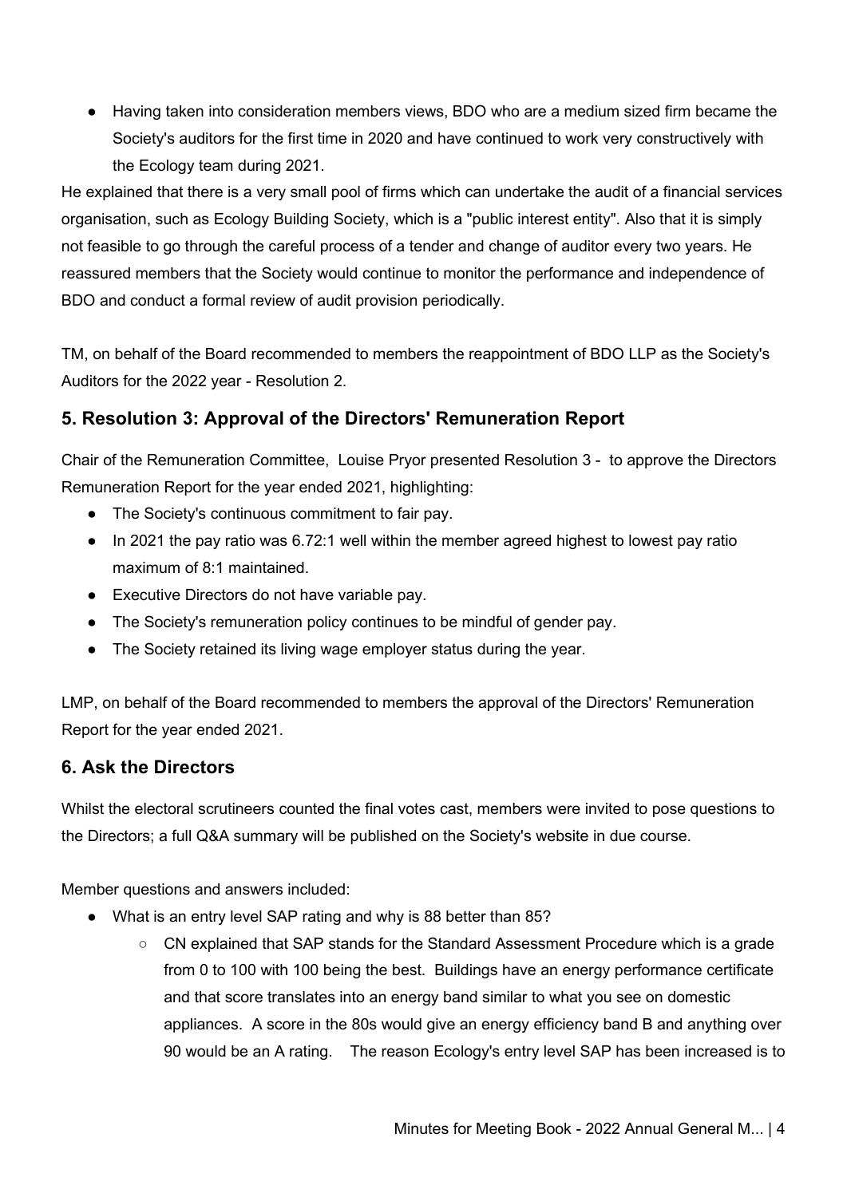- Having taken into consideration members views, BDO who are a medium sized firm became the Society's auditors for the first time in 2020 and have continued to work very constructively with the Ecology team during 2021.

He explained that there is a very small pool of firms which can undertake the audit of a financial services organisation, such as Ecology Building Society, which is a "public interest entity". Also that it is simply not feasible to go through the careful process of a tender and change of auditor every two years. He reassured members that the Society would continue to monitor the performance and independence of BDO and conduct a formal review of audit provision periodically.

TM, on behalf of the Board recommended to members the reappointment of BDO LLP as the Society's Auditors for the 2022 year - Resolution 2.

## 5. Resolution 3: Approval of the Directors' Remuneration Report

Chair of the Remuneration Committee, Louise Pryor presented Resolution 3 - to approve the Directors Remuneration Report for the year ended 2021, highlighting:

- The Society's continuous commitment to fair pay.
- In 2021 the pay ratio was 6.72:1 well within the member agreed highest to lowest pay ratio maximum of 8:1 maintained.
- Executive Directors do not have variable pay.
- The Society's remuneration policy continues to be mindful of gender pay.
- The Society retained its living wage employer status during the year.

LMP, on behalf of the Board recommended to members the approval of the Directors' Remuneration Report for the year ended 2021.

## 6. Ask the Directors

Whilst the electoral scrutineers counted the final votes cast, members were invited to pose questions to the Directors; a full Q&A summary will be published on the Society's website in due course.

Member questions and answers included:

- What is an entry level SAP rating and why is 88 better than 85?
    - CN explained that SAP stands for the Standard Assessment Procedure which is a grade from 0 to 100 with 100 being the best. Buildings have an energy performance certificate and that score translates into an energy band similar to what you see on domestic appliances. A score in the 80s would give an energy efficiency band B and anything over 90 would be an A rating. The reason Ecology's entry level SAP has been increased is to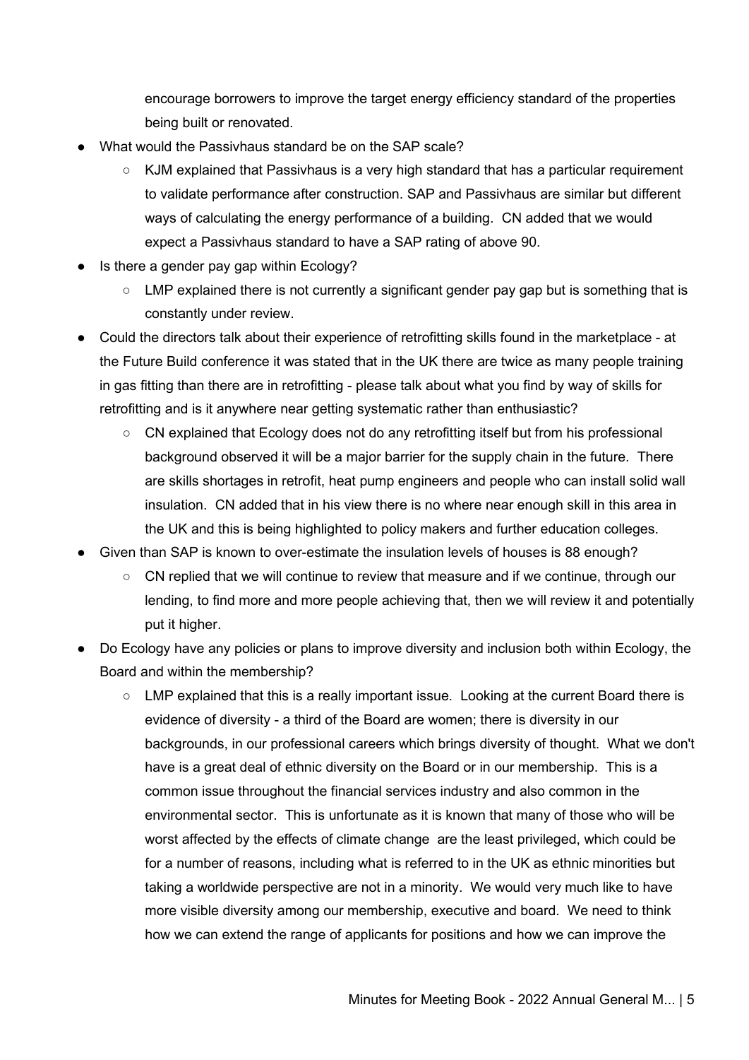encourage borrowers to improve the target energy efficiency standard of the properties being built or renovated.

- What would the Passivhaus standard be on the SAP scale?
    - KJM explained that Passivhaus is a very high standard that has a particular requirement to validate performance after construction. SAP and Passivhaus are similar but different ways of calculating the energy performance of a building. CN added that we would expect a Passivhaus standard to have a SAP rating of above 90.
- Is there a gender pay gap within Ecology?
    - LMP explained there is not currently a significant gender pay gap but is something that is constantly under review.
- Could the directors talk about their experience of retrofitting skills found in the marketplace - at the Future Build conference it was stated that in the UK there are twice as many people training in gas fitting than there are in retrofitting - please talk about what you find by way of skills for retrofitting and is it anywhere near getting systematic rather than enthusiastic?
    - CN explained that Ecology does not do any retrofitting itself but from his professional background observed it will be a major barrier for the supply chain in the future. There are skills shortages in retrofit, heat pump engineers and people who can install solid wall insulation. CN added that in his view there is no where near enough skill in this area in the UK and this is being highlighted to policy makers and further education colleges.
- Given than SAP is known to over-estimate the insulation levels of houses is 88 enough?
    - CN replied that we will continue to review that measure and if we continue, through our lending, to find more and more people achieving that, then we will review it and potentially put it higher.
- Do Ecology have any policies or plans to improve diversity and inclusion both within Ecology, the Board and within the membership?
    - LMP explained that this is a really important issue. Looking at the current Board there is evidence of diversity - a third of the Board are women; there is diversity in our backgrounds, in our professional careers which brings diversity of thought. What we don't have is a great deal of ethnic diversity on the Board or in our membership. This is a common issue throughout the financial services industry and also common in the environmental sector. This is unfortunate as it is known that many of those who will be worst affected by the effects of climate change are the least privileged, which could be for a number of reasons, including what is referred to in the UK as ethnic minorities but taking a worldwide perspective are not in a minority. We would very much like to have more visible diversity among our membership, executive and board. We need to think how we can extend the range of applicants for positions and how we can improve the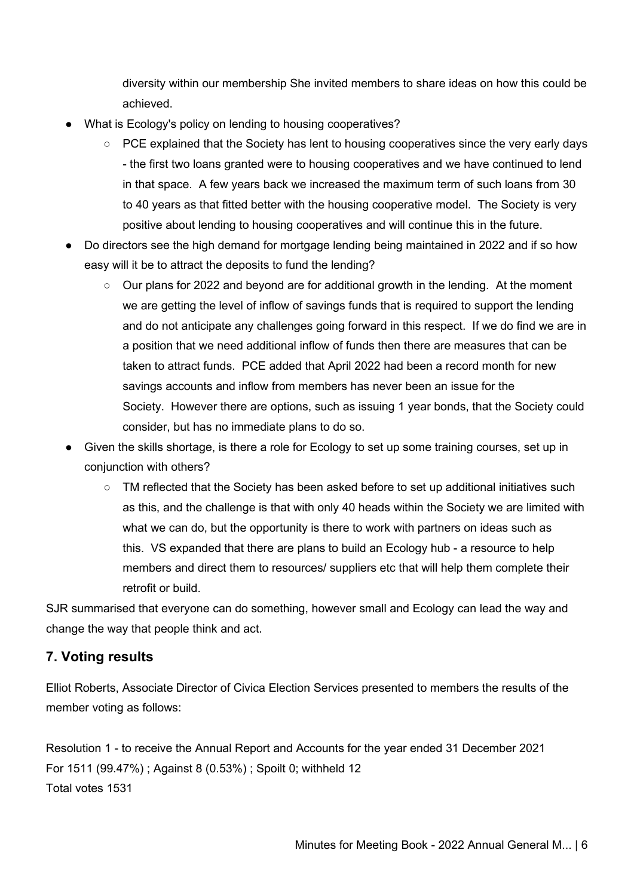diversity within our membership She invited members to share ideas on how this could be achieved.

- What is Ecology's policy on lending to housing cooperatives?
  - PCE explained that the Society has lent to housing cooperatives since the very early days - the first two loans granted were to housing cooperatives and we have continued to lend in that space. A few years back we increased the maximum term of such loans from 30 to 40 years as that fitted better with the housing cooperative model. The Society is very positive about lending to housing cooperatives and will continue this in the future.
- Do directors see the high demand for mortgage lending being maintained in 2022 and if so how easy will it be to attract the deposits to fund the lending?
  - Our plans for 2022 and beyond are for additional growth in the lending. At the moment we are getting the level of inflow of savings funds that is required to support the lending and do not anticipate any challenges going forward in this respect. If we do find we are in a position that we need additional inflow of funds then there are measures that can be taken to attract funds. PCE added that April 2022 had been a record month for new savings accounts and inflow from members has never been an issue for the Society. However there are options, such as issuing 1 year bonds, that the Society could consider, but has no immediate plans to do so.
- Given the skills shortage, is there a role for Ecology to set up some training courses, set up in conjunction with others?
  - TM reflected that the Society has been asked before to set up additional initiatives such as this, and the challenge is that with only 40 heads within the Society we are limited with what we can do, but the opportunity is there to work with partners on ideas such as this. VS expanded that there are plans to build an Ecology hub - a resource to help members and direct them to resources/ suppliers etc that will help them complete their retrofit or build.

SJR summarised that everyone can do something, however small and Ecology can lead the way and change the way that people think and act.

## 7. Voting results

Elliot Roberts, Associate Director of Civica Election Services presented to members the results of the member voting as follows:

Resolution 1 - to receive the Annual Report and Accounts for the year ended 31 December 2021
For 1511 (99.47%) ; Against 8 (0.53%) ; Spoilt 0; withheld 12
Total votes 1531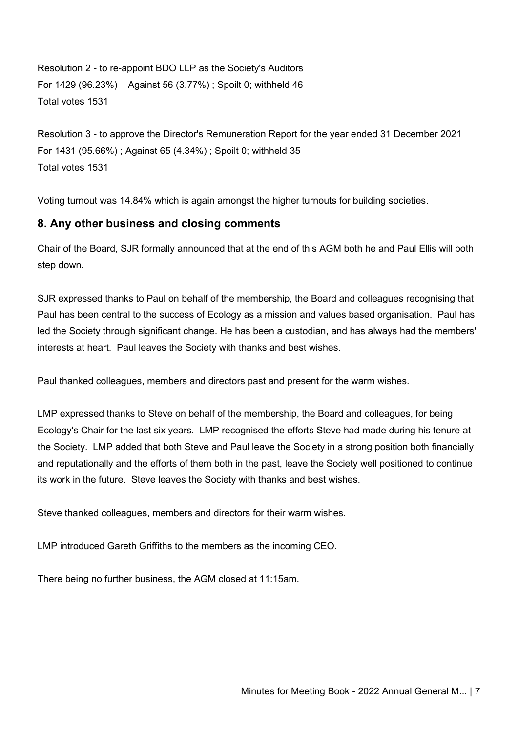Resolution 2 - to re-appoint BDO LLP as the Society's Auditors
For 1429 (96.23%) ; Against 56 (3.77%) ; Spoilt 0; withheld 46
Total votes 1531

Resolution 3 - to approve the Director's Remuneration Report for the year ended 31 December 2021
For 1431 (95.66%) ; Against 65 (4.34%) ; Spoilt 0; withheld 35
Total votes 1531

Voting turnout was 14.84% which is again amongst the higher turnouts for building societies.

## 8. Any other business and closing comments

Chair of the Board, SJR formally announced that at the end of this AGM both he and Paul Ellis will both step down.

SJR expressed thanks to Paul on behalf of the membership, the Board and colleagues recognising that Paul has been central to the success of Ecology as a mission and values based organisation. Paul has led the Society through significant change. He has been a custodian, and has always had the members' interests at heart. Paul leaves the Society with thanks and best wishes.

Paul thanked colleagues, members and directors past and present for the warm wishes.

LMP expressed thanks to Steve on behalf of the membership, the Board and colleagues, for being Ecology's Chair for the last six years. LMP recognised the efforts Steve had made during his tenure at the Society. LMP added that both Steve and Paul leave the Society in a strong position both financially and reputationally and the efforts of them both in the past, leave the Society well positioned to continue its work in the future. Steve leaves the Society with thanks and best wishes.

Steve thanked colleagues, members and directors for their warm wishes.

LMP introduced Gareth Griffiths to the members as the incoming CEO.

There being no further business, the AGM closed at 11:15am.